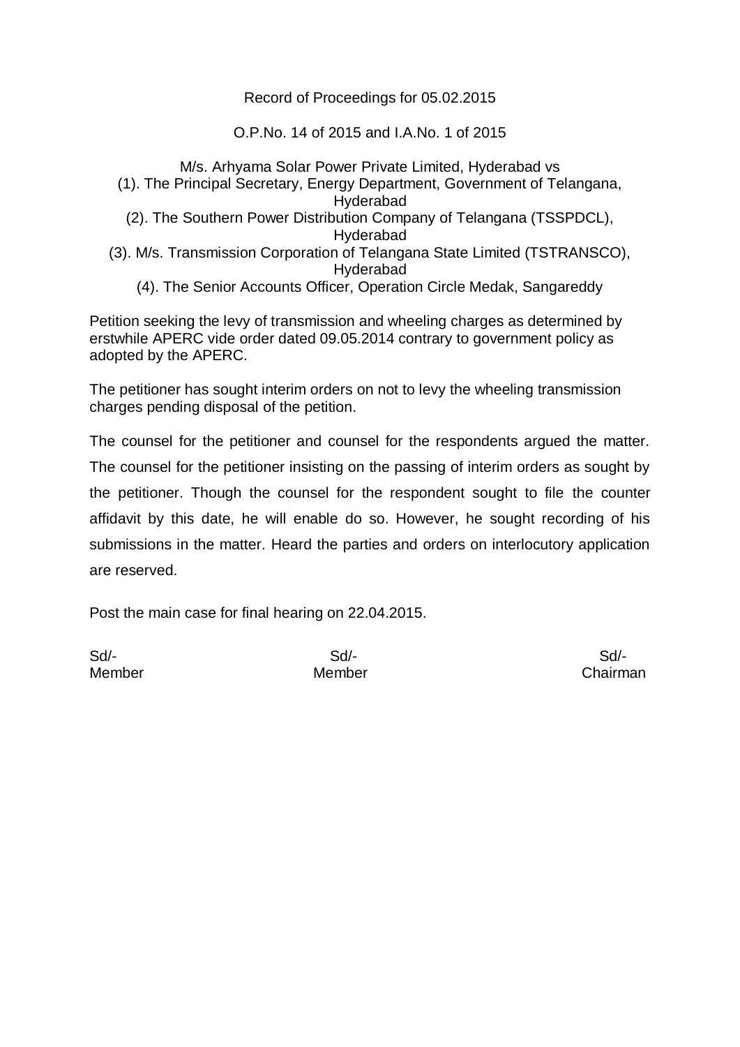Record of Proceedings for 05.02.2015

O.P.No. 14 of 2015 and I.A.No. 1 of 2015

M/s. Arhyama Solar Power Private Limited, Hyderabad vs
(1). The Principal Secretary, Energy Department, Government of Telangana, Hyderabad
(2). The Southern Power Distribution Company of Telangana (TSSPDCL), Hyderabad
(3). M/s. Transmission Corporation of Telangana State Limited (TSTRANSCO), Hyderabad
(4). The Senior Accounts Officer, Operation Circle Medak, Sangareddy

Petition seeking the levy of transmission and wheeling charges as determined by erstwhile APERC vide order dated 09.05.2014 contrary to government policy as adopted by the APERC.

The petitioner has sought interim orders on not to levy the wheeling transmission charges pending disposal of the petition.

The counsel for the petitioner and counsel for the respondents argued the matter. The counsel for the petitioner insisting on the passing of interim orders as sought by the petitioner. Though the counsel for the respondent sought to file the counter affidavit by this date, he will enable do so. However, he sought recording of his submissions in the matter. Heard the parties and orders on interlocutory application are reserved.

Post the main case for final hearing on 22.04.2015.

| Sd/- | Sd/- | Sd/- |
|---|---|---|
| Member | Member | Chairman |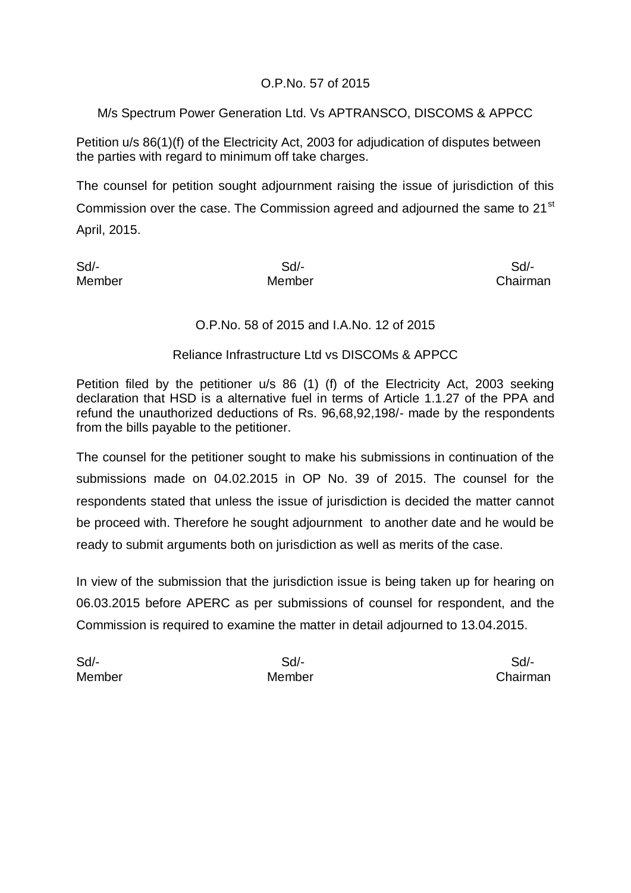O.P.No. 57 of 2015

M/s Spectrum Power Generation Ltd. Vs APTRANSCO, DISCOMS & APPCC

Petition u/s 86(1)(f) of the Electricity Act, 2003 for adjudication of disputes between the parties with regard to minimum off take charges.

The counsel for petition sought adjournment raising the issue of jurisdiction of this Commission over the case. The Commission agreed and adjourned the same to 21st April, 2015.

| Sd/- | Sd/- | Sd/- |
|---|---|---|
| Member | Member | Chairman |

O.P.No. 58 of 2015 and I.A.No. 12 of 2015

Reliance Infrastructure Ltd vs DISCOMs & APPCC

Petition filed by the petitioner u/s 86 (1) (f) of the Electricity Act, 2003 seeking declaration that HSD is a alternative fuel in terms of Article 1.1.27 of the PPA and refund the unauthorized deductions of Rs. 96,68,92,198/- made by the respondents from the bills payable to the petitioner.

The counsel for the petitioner sought to make his submissions in continuation of the submissions made on 04.02.2015 in OP No. 39 of 2015. The counsel for the respondents stated that unless the issue of jurisdiction is decided the matter cannot be proceed with. Therefore he sought adjournment to another date and he would be ready to submit arguments both on jurisdiction as well as merits of the case.

In view of the submission that the jurisdiction issue is being taken up for hearing on 06.03.2015 before APERC as per submissions of counsel for respondent, and the Commission is required to examine the matter in detail adjourned to 13.04.2015.

| Sd/- | Sd/- | Sd/- |
|---|---|---|
| Member | Member | Chairman |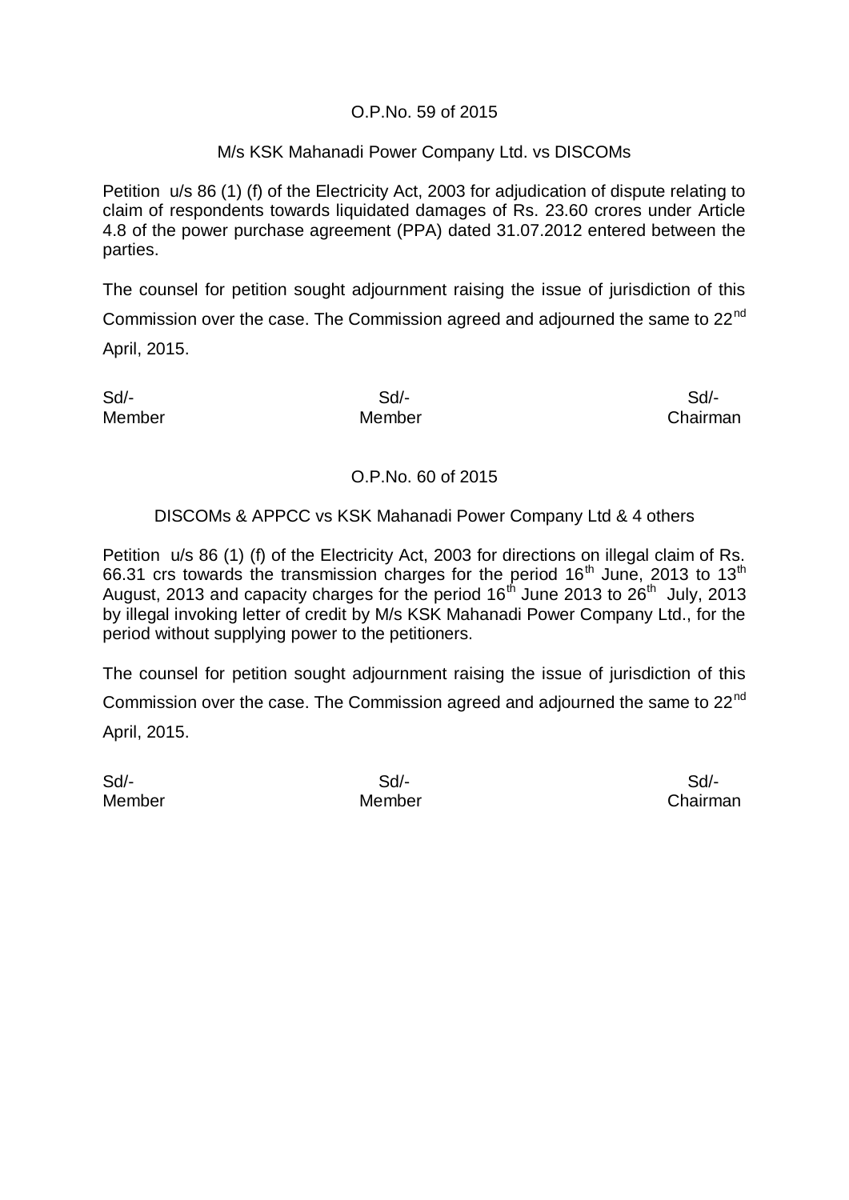O.P.No. 59 of 2015

M/s KSK Mahanadi Power Company Ltd. vs DISCOMs

Petition u/s 86 (1) (f) of the Electricity Act, 2003 for adjudication of dispute relating to claim of respondents towards liquidated damages of Rs. 23.60 crores under Article 4.8 of the power purchase agreement (PPA) dated 31.07.2012 entered between the parties.

The counsel for petition sought adjournment raising the issue of jurisdiction of this Commission over the case. The Commission agreed and adjourned the same to 22nd April, 2015.

| Sd/- | Sd/- | Sd/- |
|---|---|---|
| Member | Member | Chairman |

O.P.No. 60 of 2015

DISCOMs & APPCC vs KSK Mahanadi Power Company Ltd & 4 others

Petition u/s 86 (1) (f) of the Electricity Act, 2003 for directions on illegal claim of Rs. 66.31 crs towards the transmission charges for the period 16th June, 2013 to 13th August, 2013 and capacity charges for the period 16th June 2013 to 26th July, 2013 by illegal invoking letter of credit by M/s KSK Mahanadi Power Company Ltd., for the period without supplying power to the petitioners.

The counsel for petition sought adjournment raising the issue of jurisdiction of this Commission over the case. The Commission agreed and adjourned the same to 22nd April, 2015.

| Sd/- | Sd/- | Sd/- |
|---|---|---|
| Member | Member | Chairman |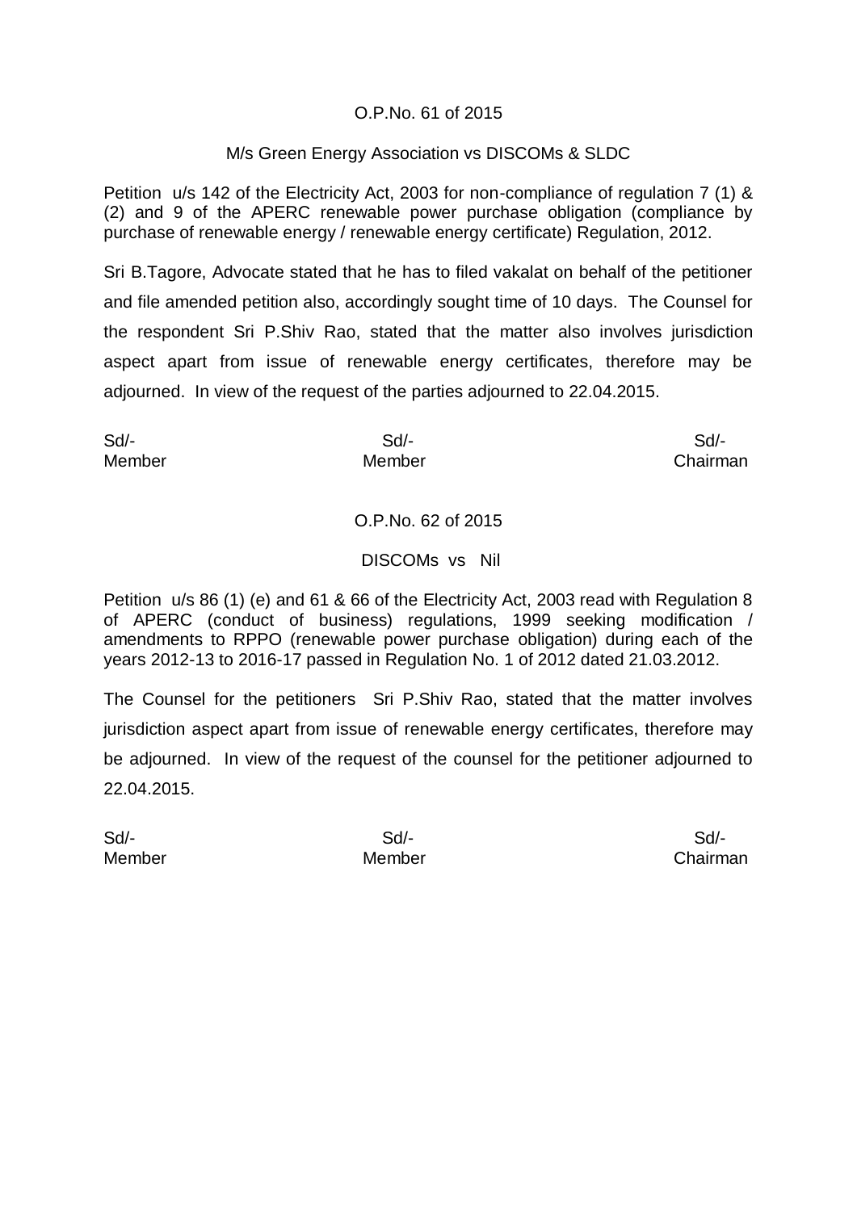O.P.No. 61 of 2015

M/s Green Energy Association vs DISCOMs & SLDC

Petition u/s 142 of the Electricity Act, 2003 for non-compliance of regulation 7 (1) & (2) and 9 of the APERC renewable power purchase obligation (compliance by purchase of renewable energy / renewable energy certificate) Regulation, 2012.

Sri B.Tagore, Advocate stated that he has to filed vakalat on behalf of the petitioner and file amended petition also, accordingly sought time of 10 days. The Counsel for the respondent Sri P.Shiv Rao, stated that the matter also involves jurisdiction aspect apart from issue of renewable energy certificates, therefore may be adjourned. In view of the request of the parties adjourned to 22.04.2015.

| Sd/- | Sd/- | Sd/- |
|---|---|---|
| Member | Member | Chairman |

O.P.No. 62 of 2015

DISCOMs vs Nil

Petition u/s 86 (1) (e) and 61 & 66 of the Electricity Act, 2003 read with Regulation 8 of APERC (conduct of business) regulations, 1999 seeking modification / amendments to RPPO (renewable power purchase obligation) during each of the years 2012-13 to 2016-17 passed in Regulation No. 1 of 2012 dated 21.03.2012.

The Counsel for the petitioners Sri P.Shiv Rao, stated that the matter involves jurisdiction aspect apart from issue of renewable energy certificates, therefore may be adjourned. In view of the request of the counsel for the petitioner adjourned to 22.04.2015.

| Sd/- | Sd/- | Sd/- |
|---|---|---|
| Member | Member | Chairman |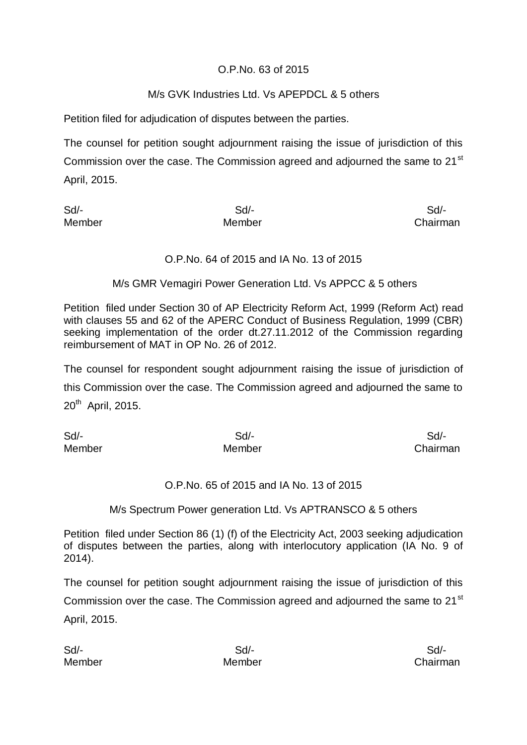O.P.No. 63 of 2015

M/s GVK Industries Ltd. Vs APEPDCL & 5 others

Petition filed for adjudication of disputes between the parties.

The counsel for petition sought adjournment raising the issue of jurisdiction of this Commission over the case. The Commission agreed and adjourned the same to 21st April, 2015.

| Sd/- | Sd/- | Sd/- |
|---|---|---|
| Member | Member | Chairman |

O.P.No. 64 of 2015 and IA No. 13 of 2015

M/s GMR Vemagiri Power Generation Ltd. Vs APPCC & 5 others

Petition filed under Section 30 of AP Electricity Reform Act, 1999 (Reform Act) read with clauses 55 and 62 of the APERC Conduct of Business Regulation, 1999 (CBR) seeking implementation of the order dt.27.11.2012 of the Commission regarding reimbursement of MAT in OP No. 26 of 2012.

The counsel for respondent sought adjournment raising the issue of jurisdiction of this Commission over the case. The Commission agreed and adjourned the same to 20th April, 2015.

| Sd/- | Sd/- | Sd/- |
|---|---|---|
| Member | Member | Chairman |

O.P.No. 65 of 2015 and IA No. 13 of 2015

M/s Spectrum Power generation Ltd. Vs APTRANSCO & 5 others

Petition filed under Section 86 (1) (f) of the Electricity Act, 2003 seeking adjudication of disputes between the parties, along with interlocutory application (IA No. 9 of 2014).

The counsel for petition sought adjournment raising the issue of jurisdiction of this Commission over the case. The Commission agreed and adjourned the same to 21st April, 2015.

| Sd/- | Sd/- | Sd/- |
|---|---|---|
| Member | Member | Chairman |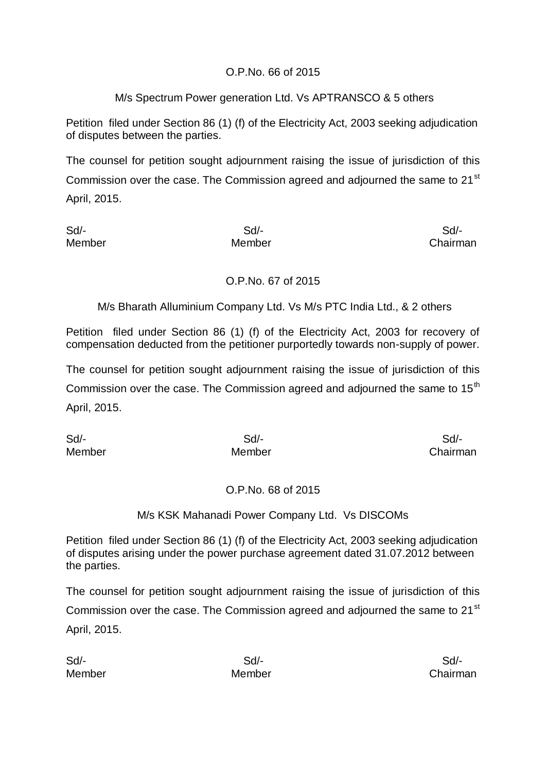O.P.No. 66 of 2015

M/s Spectrum Power generation Ltd. Vs APTRANSCO & 5 others

Petition filed under Section 86 (1) (f) of the Electricity Act, 2003 seeking adjudication of disputes between the parties.

The counsel for petition sought adjournment raising the issue of jurisdiction of this Commission over the case. The Commission agreed and adjourned the same to 21st April, 2015.

| Sd/- | Sd/- | Sd/- |
|---|---|---|
| Member | Member | Chairman |

O.P.No. 67 of 2015

M/s Bharath Alluminium Company Ltd. Vs M/s PTC India Ltd., & 2 others

Petition filed under Section 86 (1) (f) of the Electricity Act, 2003 for recovery of compensation deducted from the petitioner purportedly towards non-supply of power.

The counsel for petition sought adjournment raising the issue of jurisdiction of this Commission over the case. The Commission agreed and adjourned the same to 15th April, 2015.

| Sd/- | Sd/- | Sd/- |
|---|---|---|
| Member | Member | Chairman |

O.P.No. 68 of 2015

M/s KSK Mahanadi Power Company Ltd. Vs DISCOMs

Petition filed under Section 86 (1) (f) of the Electricity Act, 2003 seeking adjudication of disputes arising under the power purchase agreement dated 31.07.2012 between the parties.

The counsel for petition sought adjournment raising the issue of jurisdiction of this Commission over the case. The Commission agreed and adjourned the same to 21st April, 2015.

| Sd/- | Sd/- | Sd/- |
|---|---|---|
| Member | Member | Chairman |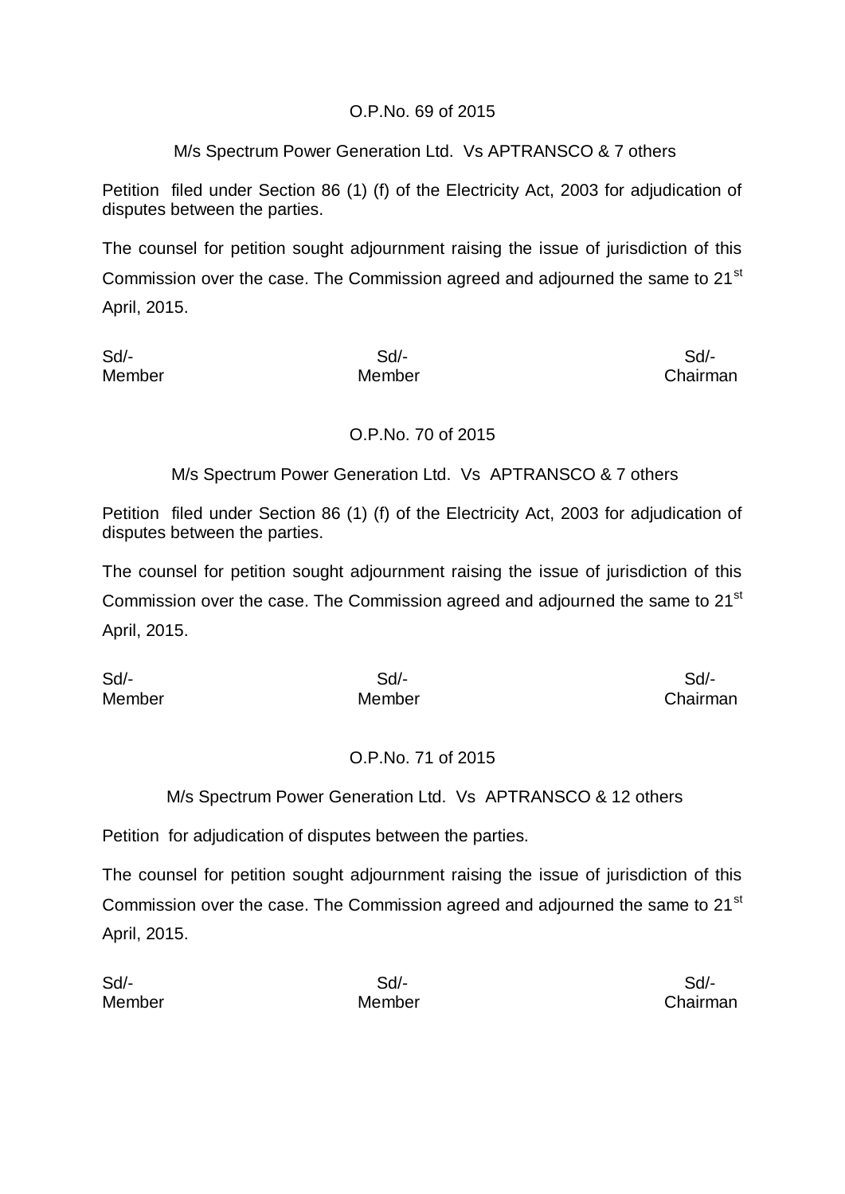O.P.No. 69 of 2015

M/s Spectrum Power Generation Ltd. Vs APTRANSCO & 7 others

Petition filed under Section 86 (1) (f) of the Electricity Act, 2003 for adjudication of disputes between the parties.

The counsel for petition sought adjournment raising the issue of jurisdiction of this Commission over the case. The Commission agreed and adjourned the same to 21st April, 2015.

| Sd/- | Sd/- | Sd/- |
|---|---|---|
| Member | Member | Chairman |

O.P.No. 70 of 2015

M/s Spectrum Power Generation Ltd. Vs APTRANSCO & 7 others

Petition filed under Section 86 (1) (f) of the Electricity Act, 2003 for adjudication of disputes between the parties.

The counsel for petition sought adjournment raising the issue of jurisdiction of this Commission over the case. The Commission agreed and adjourned the same to 21st April, 2015.

| Sd/- | Sd/- | Sd/- |
|---|---|---|
| Member | Member | Chairman |

O.P.No. 71 of 2015

M/s Spectrum Power Generation Ltd. Vs APTRANSCO & 12 others

Petition for adjudication of disputes between the parties.

The counsel for petition sought adjournment raising the issue of jurisdiction of this Commission over the case. The Commission agreed and adjourned the same to 21st April, 2015.

| Sd/- | Sd/- | Sd/- |
|---|---|---|
| Member | Member | Chairman |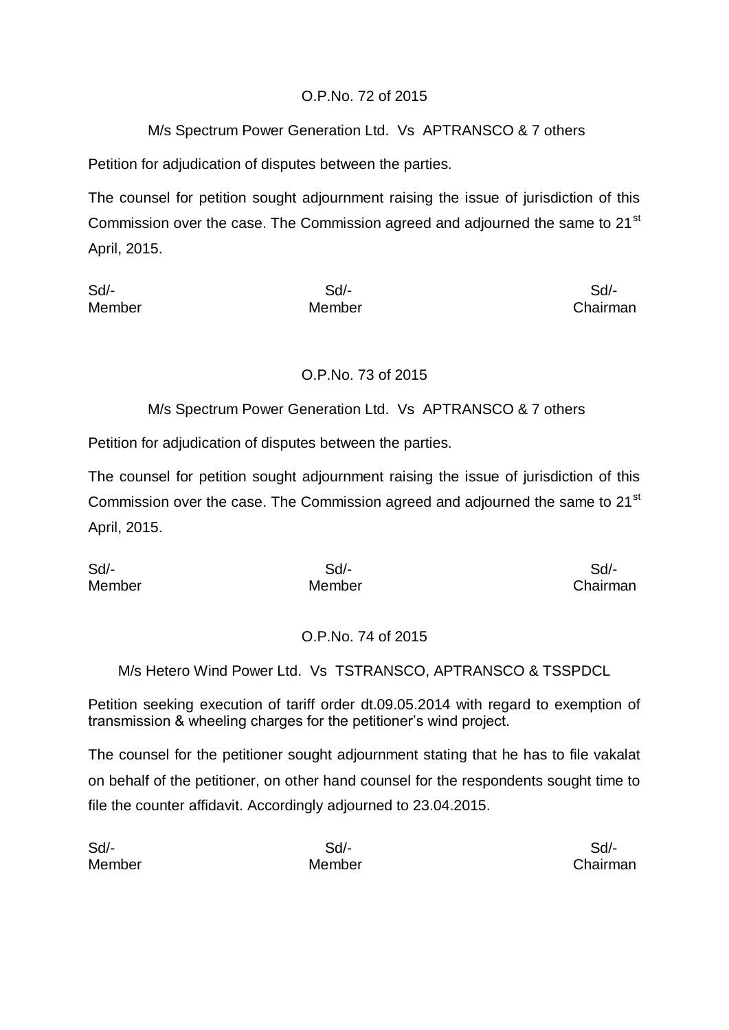O.P.No. 72 of 2015

M/s Spectrum Power Generation Ltd. Vs APTRANSCO & 7 others

Petition for adjudication of disputes between the parties.

The counsel for petition sought adjournment raising the issue of jurisdiction of this Commission over the case. The Commission agreed and adjourned the same to 21st April, 2015.

| Sd/- | Sd/- | Sd/- |
|---|---|---|
| Member | Member | Chairman |

O.P.No. 73 of 2015

M/s Spectrum Power Generation Ltd. Vs APTRANSCO & 7 others

Petition for adjudication of disputes between the parties.

The counsel for petition sought adjournment raising the issue of jurisdiction of this Commission over the case. The Commission agreed and adjourned the same to 21st April, 2015.

| Sd/- | Sd/- | Sd/- |
|---|---|---|
| Member | Member | Chairman |

O.P.No. 74 of 2015

M/s Hetero Wind Power Ltd. Vs TSTRANSCO, APTRANSCO & TSSPDCL

Petition seeking execution of tariff order dt.09.05.2014 with regard to exemption of transmission & wheeling charges for the petitioner's wind project.

The counsel for the petitioner sought adjournment stating that he has to file vakalat on behalf of the petitioner, on other hand counsel for the respondents sought time to file the counter affidavit. Accordingly adjourned to 23.04.2015.

| Sd/- | Sd/- | Sd/- |
|---|---|---|
| Member | Member | Chairman |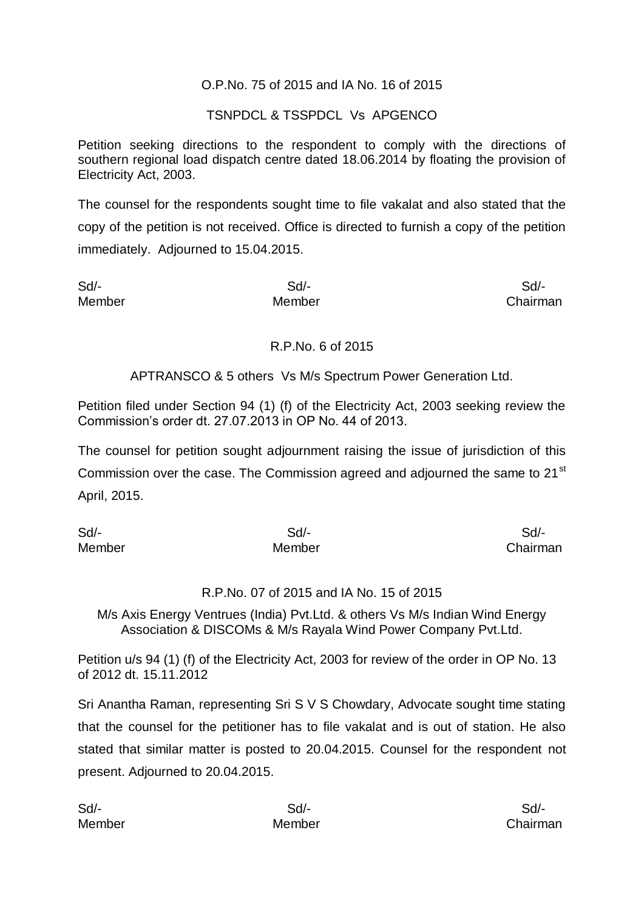O.P.No. 75 of 2015 and IA No. 16 of 2015

TSNPDCL & TSSPDCL Vs APGENCO

Petition seeking directions to the respondent to comply with the directions of southern regional load dispatch centre dated 18.06.2014 by floating the provision of Electricity Act, 2003.

The counsel for the respondents sought time to file vakalat and also stated that the copy of the petition is not received. Office is directed to furnish a copy of the petition immediately. Adjourned to 15.04.2015.

| Sd/- | Sd/- | Sd/- |
|---|---|---|
| Member | Member | Chairman |

R.P.No. 6 of 2015

APTRANSCO & 5 others Vs M/s Spectrum Power Generation Ltd.

Petition filed under Section 94 (1) (f) of the Electricity Act, 2003 seeking review the Commission's order dt. 27.07.2013 in OP No. 44 of 2013.

The counsel for petition sought adjournment raising the issue of jurisdiction of this Commission over the case. The Commission agreed and adjourned the same to 21st April, 2015.

| Sd/- | Sd/- | Sd/- |
|---|---|---|
| Member | Member | Chairman |

R.P.No. 07 of 2015 and IA No. 15 of 2015

M/s Axis Energy Ventrues (India) Pvt.Ltd. & others Vs M/s Indian Wind Energy Association & DISCOMs & M/s Rayala Wind Power Company Pvt.Ltd.

Petition u/s 94 (1) (f) of the Electricity Act, 2003 for review of the order in OP No. 13 of 2012 dt. 15.11.2012

Sri Anantha Raman, representing Sri S V S Chowdary, Advocate sought time stating that the counsel for the petitioner has to file vakalat and is out of station. He also stated that similar matter is posted to 20.04.2015. Counsel for the respondent not present. Adjourned to 20.04.2015.

| Sd/- | Sd/- | Sd/- |
|---|---|---|
| Member | Member | Chairman |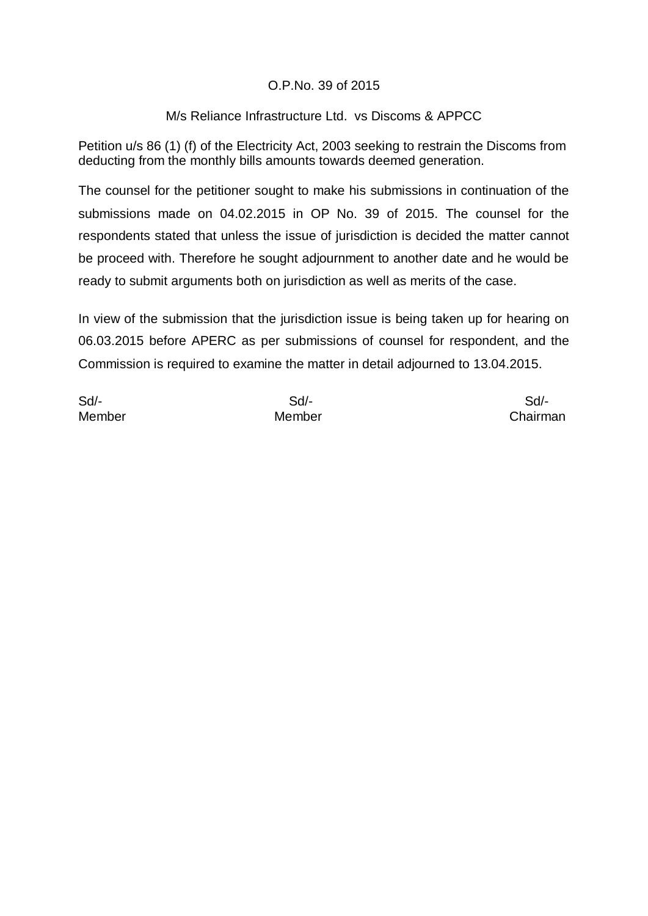O.P.No. 39 of 2015

M/s Reliance Infrastructure Ltd. vs Discoms & APPCC

Petition u/s 86 (1) (f) of the Electricity Act, 2003 seeking to restrain the Discoms from deducting from the monthly bills amounts towards deemed generation.

The counsel for the petitioner sought to make his submissions in continuation of the submissions made on 04.02.2015 in OP No. 39 of 2015. The counsel for the respondents stated that unless the issue of jurisdiction is decided the matter cannot be proceed with. Therefore he sought adjournment to another date and he would be ready to submit arguments both on jurisdiction as well as merits of the case.

In view of the submission that the jurisdiction issue is being taken up for hearing on 06.03.2015 before APERC as per submissions of counsel for respondent, and the Commission is required to examine the matter in detail adjourned to 13.04.2015.

| Sd/- | Sd/- | Sd/- |
|---|---|---|
| Member | Member | Chairman |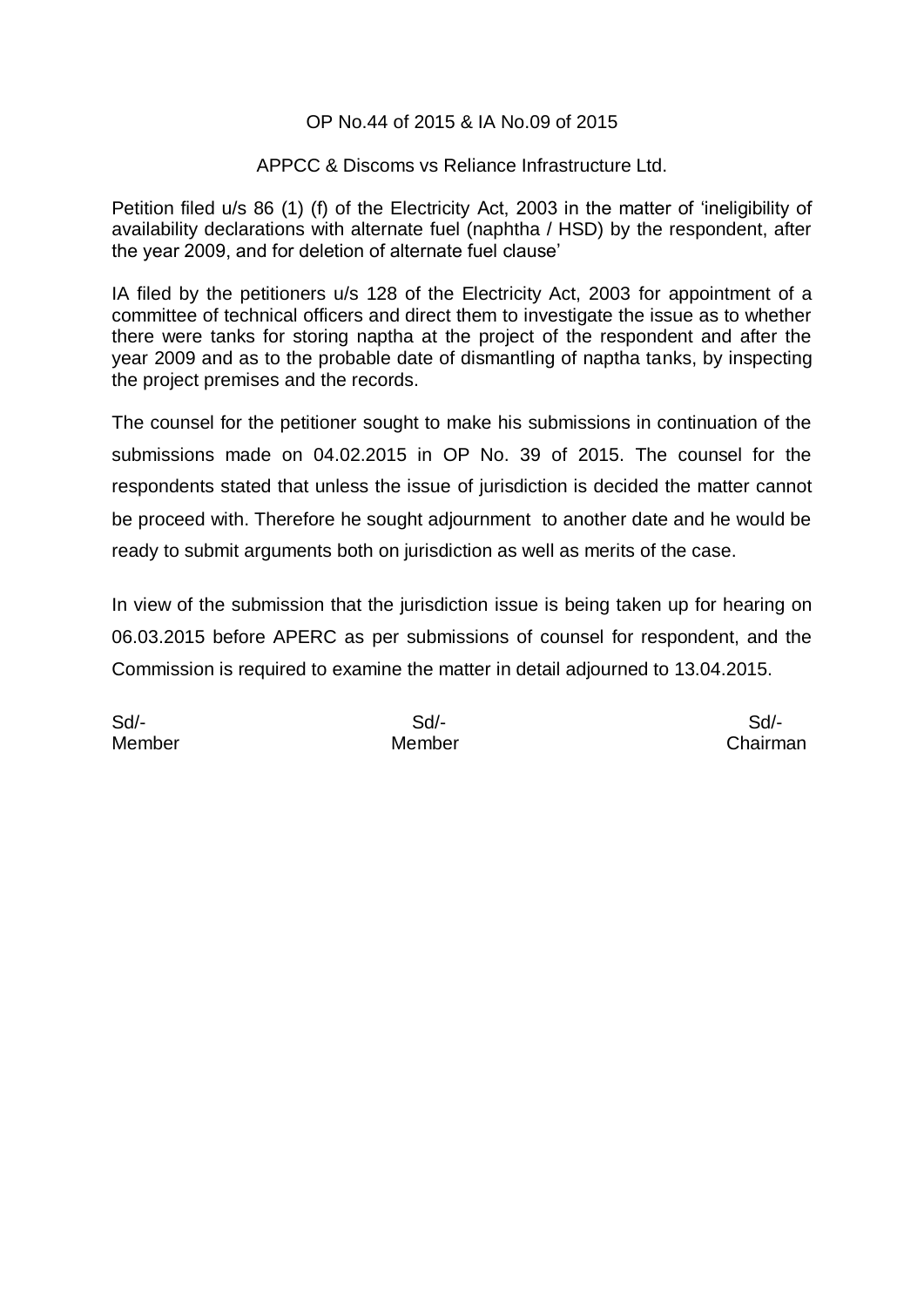OP No.44 of 2015 & IA No.09 of 2015

APPCC & Discoms vs Reliance Infrastructure Ltd.

Petition filed u/s 86 (1) (f) of the Electricity Act, 2003 in the matter of 'ineligibility of availability declarations with alternate fuel (naphtha / HSD) by the respondent, after the year 2009, and for deletion of alternate fuel clause'

IA filed by the petitioners u/s 128 of the Electricity Act, 2003 for appointment of a committee of technical officers and direct them to investigate the issue as to whether there were tanks for storing naptha at the project of the respondent and after the year 2009 and as to the probable date of dismantling of naptha tanks, by inspecting the project premises and the records.

The counsel for the petitioner sought to make his submissions in continuation of the submissions made on 04.02.2015 in OP No. 39 of 2015. The counsel for the respondents stated that unless the issue of jurisdiction is decided the matter cannot be proceed with. Therefore he sought adjournment to another date and he would be ready to submit arguments both on jurisdiction as well as merits of the case.

In view of the submission that the jurisdiction issue is being taken up for hearing on 06.03.2015 before APERC as per submissions of counsel for respondent, and the Commission is required to examine the matter in detail adjourned to 13.04.2015.

| | | |
|---|---|---|
| Sd/- | Sd/- | Sd/- |
| Member | Member | Chairman |